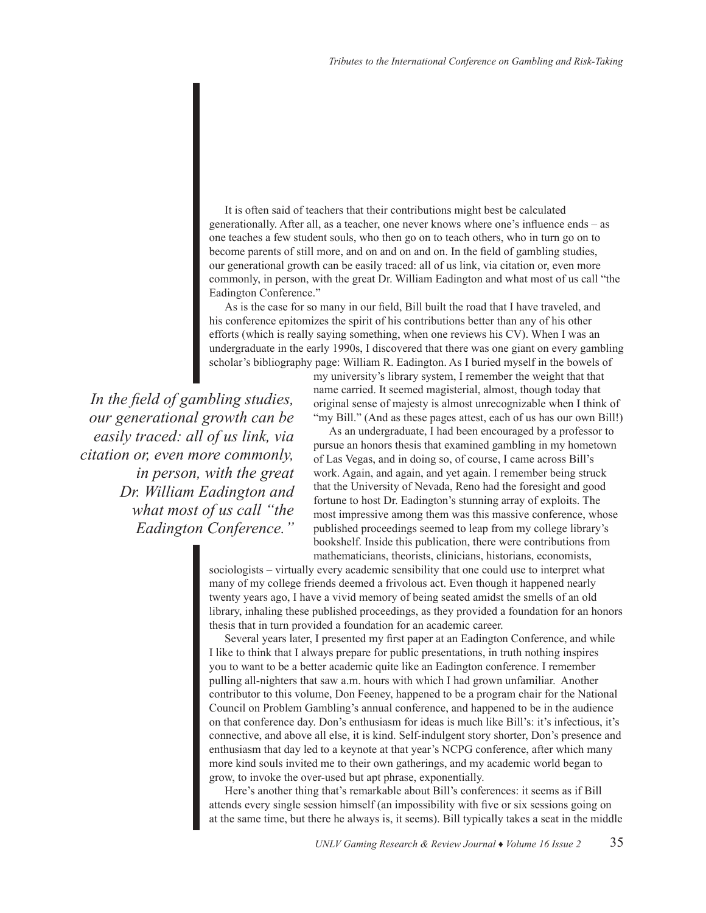It is often said of teachers that their contributions might best be calculated generationally. After all, as a teacher, one never knows where one's influence ends – as one teaches a few student souls, who then go on to teach others, who in turn go on to become parents of still more, and on and on and on. In the field of gambling studies, our generational growth can be easily traced: all of us link, via citation or, even more commonly, in person, with the great Dr. William Eadington and what most of us call "the Eadington Conference."

As is the case for so many in our field, Bill built the road that I have traveled, and his conference epitomizes the spirit of his contributions better than any of his other efforts (which is really saying something, when one reviews his CV). When I was an undergraduate in the early 1990s, I discovered that there was one giant on every gambling scholar's bibliography page: William R. Eadington. As I buried myself in the bowels of my university's library system, I remember the weight that that name carried. It seemed magisterial, almost, though today that original sense of majesty is almost unrecognizable when I think of "my Bill." (And as these pages attest, each of us has our own Bill!)

> *In the field of gambling studies, our generational growth can be easily traced: all of us link, via citation or, even more commonly, in person, with the great Dr. William Eadington and what most of us call "the Eadington Conference."*

As an undergraduate, I had been encouraged by a professor to pursue an honors thesis that examined gambling in my hometown of Las Vegas, and in doing so, of course, I came across Bill's work. Again, and again, and yet again. I remember being struck that the University of Nevada, Reno had the foresight and good fortune to host Dr. Eadington's stunning array of exploits. The most impressive among them was this massive conference, whose published proceedings seemed to leap from my college library's bookshelf. Inside this publication, there were contributions from mathematicians, theorists, clinicians, historians, economists, sociologists – virtually every academic sensibility that one could use to interpret what many of my college friends deemed a frivolous act. Even though it happened nearly twenty years ago, I have a vivid memory of being seated amidst the smells of an old library, inhaling these published proceedings, as they provided a foundation for an honors thesis that in turn provided a foundation for an academic career.

Several years later, I presented my first paper at an Eadington Conference, and while I like to think that I always prepare for public presentations, in truth nothing inspires you to want to be a better academic quite like an Eadington conference. I remember pulling all-nighters that saw a.m. hours with which I had grown unfamiliar. Another contributor to this volume, Don Feeney, happened to be a program chair for the National Council on Problem Gambling's annual conference, and happened to be in the audience on that conference day. Don's enthusiasm for ideas is much like Bill's: it's infectious, it's connective, and above all else, it is kind. Self-indulgent story shorter, Don's presence and enthusiasm that day led to a keynote at that year's NCPG conference, after which many more kind souls invited me to their own gatherings, and my academic world began to grow, to invoke the over-used but apt phrase, exponentially.

Here's another thing that's remarkable about Bill's conferences: it seems as if Bill attends every single session himself (an impossibility with five or six sessions going on at the same time, but there he always is, it seems). Bill typically takes a seat in the middle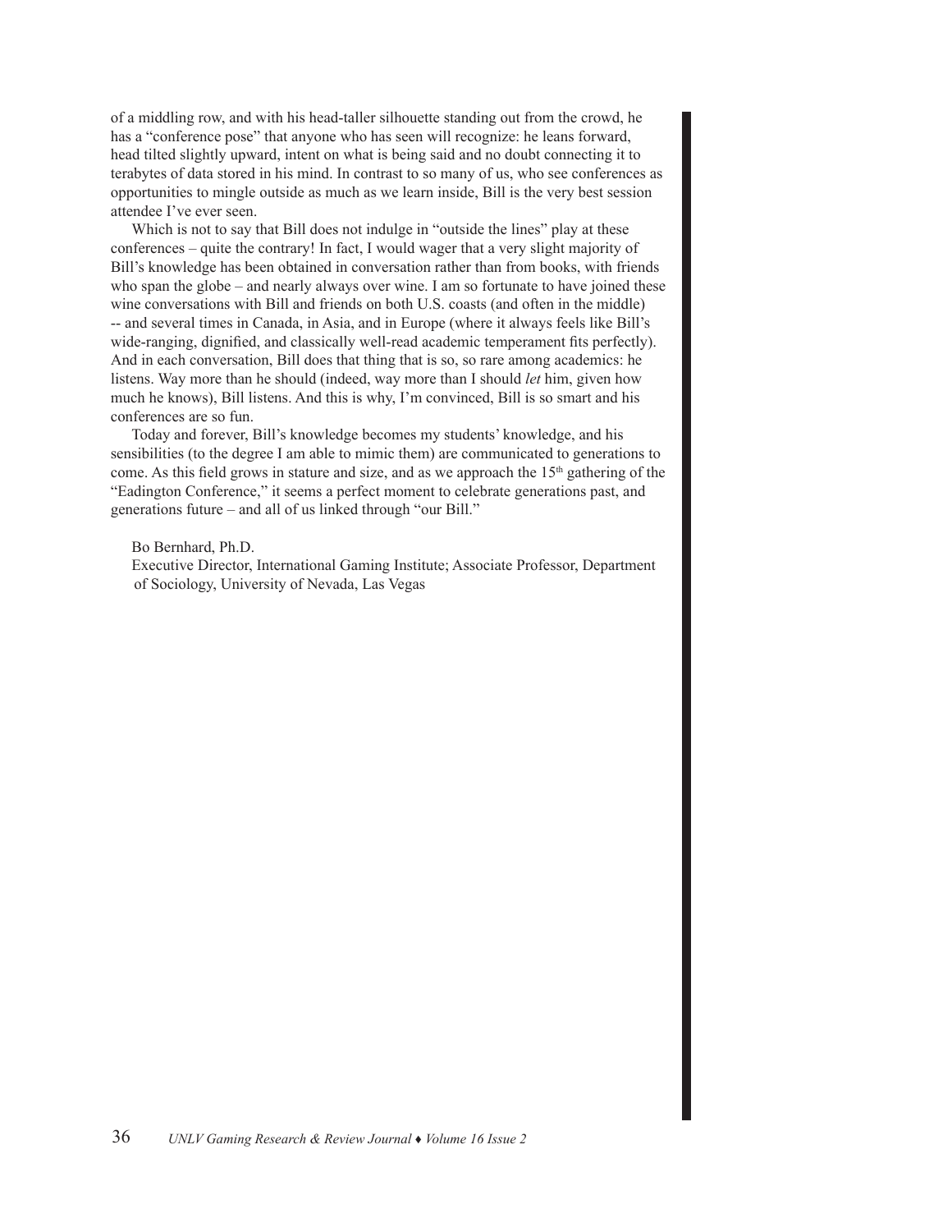of a middling row, and with his head-taller silhouette standing out from the crowd, he has a "conference pose" that anyone who has seen will recognize: he leans forward, head tilted slightly upward, intent on what is being said and no doubt connecting it to terabytes of data stored in his mind. In contrast to so many of us, who see conferences as opportunities to mingle outside as much as we learn inside, Bill is the very best session attendee I've ever seen.

Which is not to say that Bill does not indulge in "outside the lines" play at these conferences – quite the contrary! In fact, I would wager that a very slight majority of Bill's knowledge has been obtained in conversation rather than from books, with friends who span the globe – and nearly always over wine. I am so fortunate to have joined these wine conversations with Bill and friends on both U.S. coasts (and often in the middle) -- and several times in Canada, in Asia, and in Europe (where it always feels like Bill's wide-ranging, dignified, and classically well-read academic temperament fits perfectly). And in each conversation, Bill does that thing that is so, so rare among academics: he listens. Way more than he should (indeed, way more than I should *let* him, given how much he knows), Bill listens. And this is why, I'm convinced, Bill is so smart and his conferences are so fun.

Today and forever, Bill's knowledge becomes my students' knowledge, and his sensibilities (to the degree I am able to mimic them) are communicated to generations to come. As this field grows in stature and size, and as we approach the 15th gathering of the "Eadington Conference," it seems a perfect moment to celebrate generations past, and generations future – and all of us linked through "our Bill."

Bo Bernhard, Ph.D.
Executive Director, International Gaming Institute; Associate Professor, Department of Sociology, University of Nevada, Las Vegas